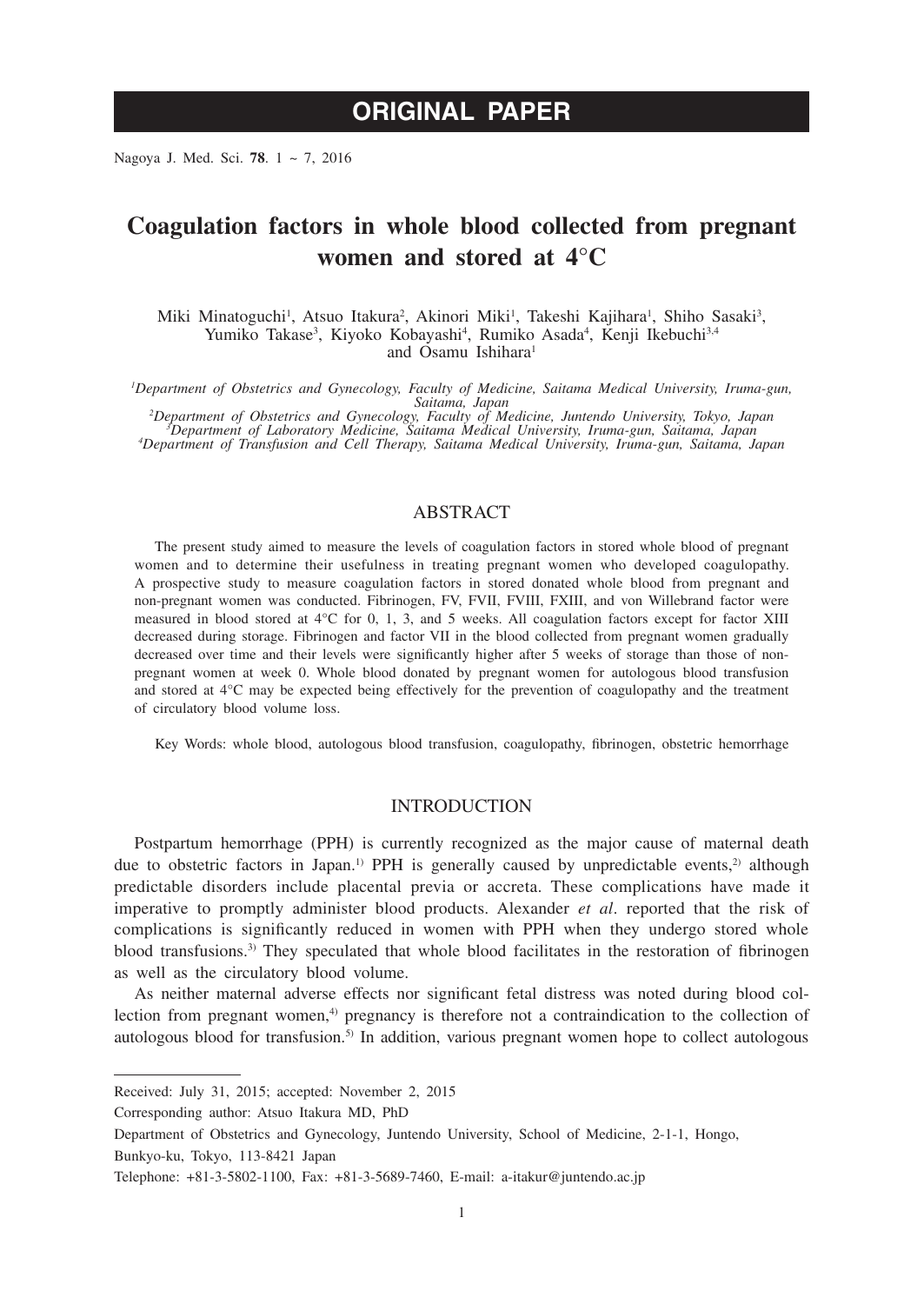**ORIGINAL PAPER**

# Coagulation factors in whole blood collected from pregnant women and stored at 4°C

Miki Minatoguchi[1], Atsuo Itakura[2], Akinori Miki[1], Takeshi Kajihara[1], Shiho Sasaki[3], Yumiko Takase[3], Kiyoko Kobayashi[4], Rumiko Asada[4], Kenji Ikebuchi[3,4] and Osamu Ishihara[1]

*[1]Department of Obstetrics and Gynecology, Faculty of Medicine, Saitama Medical University, Iruma-gun, Saitama, Japan*
*[2]Department of Obstetrics and Gynecology, Faculty of Medicine, Juntendo University, Tokyo, Japan*
*[3]Department of Laboratory Medicine, Saitama Medical University, Iruma-gun, Saitama, Japan*
*[4]Department of Transfusion and Cell Therapy, Saitama Medical University, Iruma-gun, Saitama, Japan*

## ABSTRACT

The present study aimed to measure the levels of coagulation factors in stored whole blood of pregnant women and to determine their usefulness in treating pregnant women who developed coagulopathy. A prospective study to measure coagulation factors in stored donated whole blood from pregnant and non-pregnant women was conducted. Fibrinogen, FV, FVII, FVIII, FXIII, and von Willebrand factor were measured in blood stored at 4°C for 0, 1, 3, and 5 weeks. All coagulation factors except for factor XIII decreased during storage. Fibrinogen and factor VII in the blood collected from pregnant women gradually decreased over time and their levels were significantly higher after 5 weeks of storage than those of non-pregnant women at week 0. Whole blood donated by pregnant women for autologous blood transfusion and stored at 4°C may be expected being effectively for the prevention of coagulopathy and the treatment of circulatory blood volume loss.

Key Words: whole blood, autologous blood transfusion, coagulopathy, fibrinogen, obstetric hemorrhage

## INTRODUCTION

Postpartum hemorrhage (PPH) is currently recognized as the major cause of maternal death due to obstetric factors in Japan.[1] PPH is generally caused by unpredictable events,[2] although predictable disorders include placental previa or accreta. These complications have made it imperative to promptly administer blood products. Alexander *et al*. reported that the risk of complications is significantly reduced in women with PPH when they undergo stored whole blood transfusions.[3] They speculated that whole blood facilitates in the restoration of fibrinogen as well as the circulatory blood volume.

As neither maternal adverse effects nor significant fetal distress was noted during blood collection from pregnant women,[4] pregnancy is therefore not a contraindication to the collection of autologous blood for transfusion.[5] In addition, various pregnant women hope to collect autologous

---

Received: July 31, 2015; accepted: November 2, 2015

Corresponding author: Atsuo Itakura MD, PhD

Department of Obstetrics and Gynecology, Juntendo University, School of Medicine, 2-1-1, Hongo, Bunkyo-ku, Tokyo, 113-8421 Japan

Telephone: +81-3-5802-1100, Fax: +81-3-5689-7460, E-mail: a-itakur@juntendo.ac.jp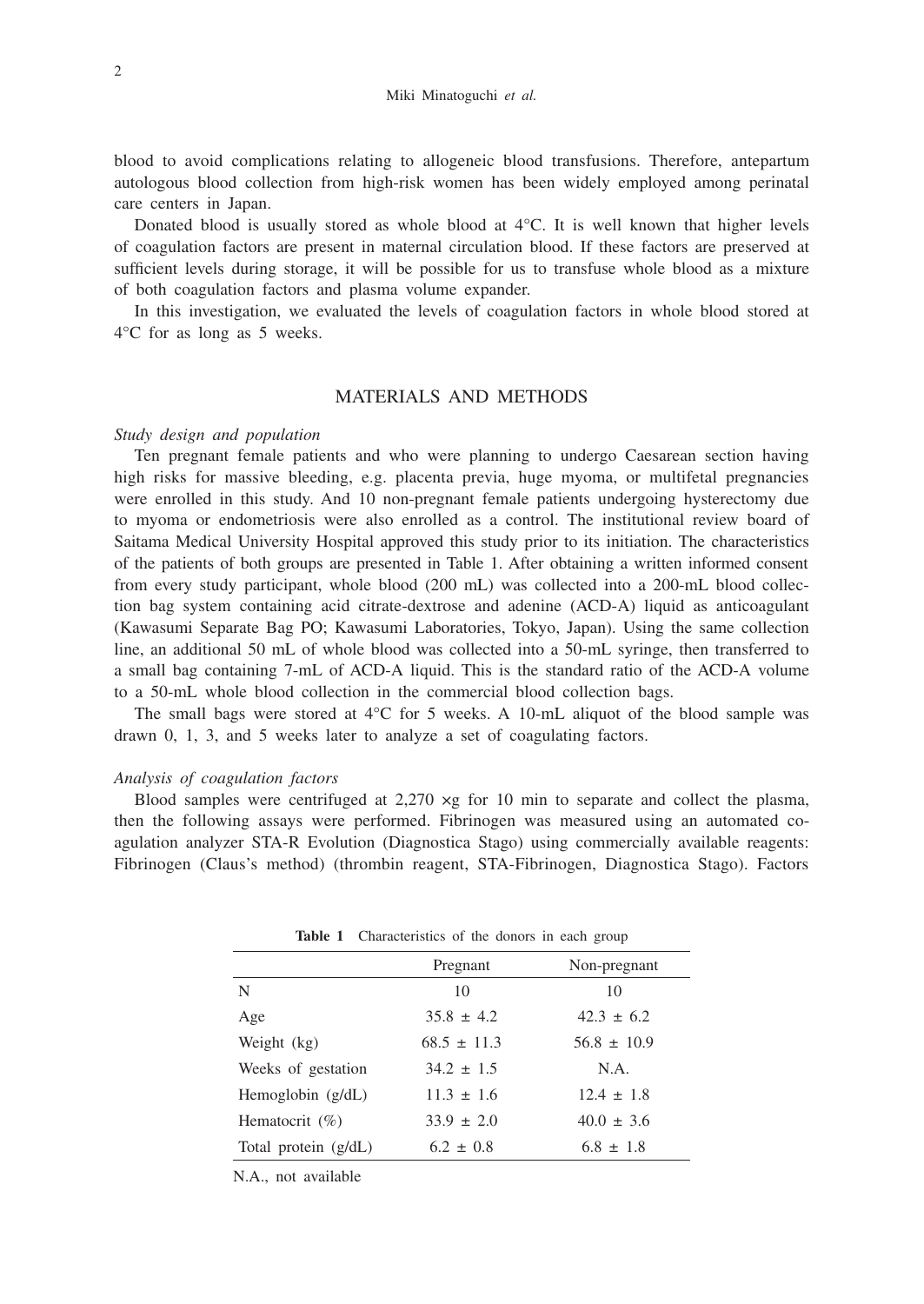blood to avoid complications relating to allogeneic blood transfusions. Therefore, antepartum autologous blood collection from high-risk women has been widely employed among perinatal care centers in Japan.

Donated blood is usually stored as whole blood at 4°C. It is well known that higher levels of coagulation factors are present in maternal circulation blood. If these factors are preserved at sufficient levels during storage, it will be possible for us to transfuse whole blood as a mixture of both coagulation factors and plasma volume expander.

In this investigation, we evaluated the levels of coagulation factors in whole blood stored at 4°C for as long as 5 weeks.

## MATERIALS AND METHODS

*Study design and population*

Ten pregnant female patients and who were planning to undergo Caesarean section having high risks for massive bleeding, e.g. placenta previa, huge myoma, or multifetal pregnancies were enrolled in this study. And 10 non-pregnant female patients undergoing hysterectomy due to myoma or endometriosis were also enrolled as a control. The institutional review board of Saitama Medical University Hospital approved this study prior to its initiation. The characteristics of the patients of both groups are presented in Table 1. After obtaining a written informed consent from every study participant, whole blood (200 mL) was collected into a 200-mL blood collection bag system containing acid citrate-dextrose and adenine (ACD-A) liquid as anticoagulant (Kawasumi Separate Bag PO; Kawasumi Laboratories, Tokyo, Japan). Using the same collection line, an additional 50 mL of whole blood was collected into a 50-mL syringe, then transferred to a small bag containing 7-mL of ACD-A liquid. This is the standard ratio of the ACD-A volume to a 50-mL whole blood collection in the commercial blood collection bags.

The small bags were stored at 4°C for 5 weeks. A 10-mL aliquot of the blood sample was drawn 0, 1, 3, and 5 weeks later to analyze a set of coagulating factors.

*Analysis of coagulation factors*

Blood samples were centrifuged at 2,270 ×g for 10 min to separate and collect the plasma, then the following assays were performed. Fibrinogen was measured using an automated coagulation analyzer STA-R Evolution (Diagnostica Stago) using commercially available reagents: Fibrinogen (Claus's method) (thrombin reagent, STA-Fibrinogen, Diagnostica Stago). Factors

**Table 1** Characteristics of the donors in each group

| | Pregnant | Non-pregnant |
|---|---|---|
| N | 10 | 10 |
| Age | 35.8 ± 4.2 | 42.3 ± 6.2 |
| Weight (kg) | 68.5 ± 11.3 | 56.8 ± 10.9 |
| Weeks of gestation | 34.2 ± 1.5 | N.A. |
| Hemoglobin (g/dL) | 11.3 ± 1.6 | 12.4 ± 1.8 |
| Hematocrit (%) | 33.9 ± 2.0 | 40.0 ± 3.6 |
| Total protein (g/dL) | 6.2 ± 0.8 | 6.8 ± 1.8 |

N.A., not available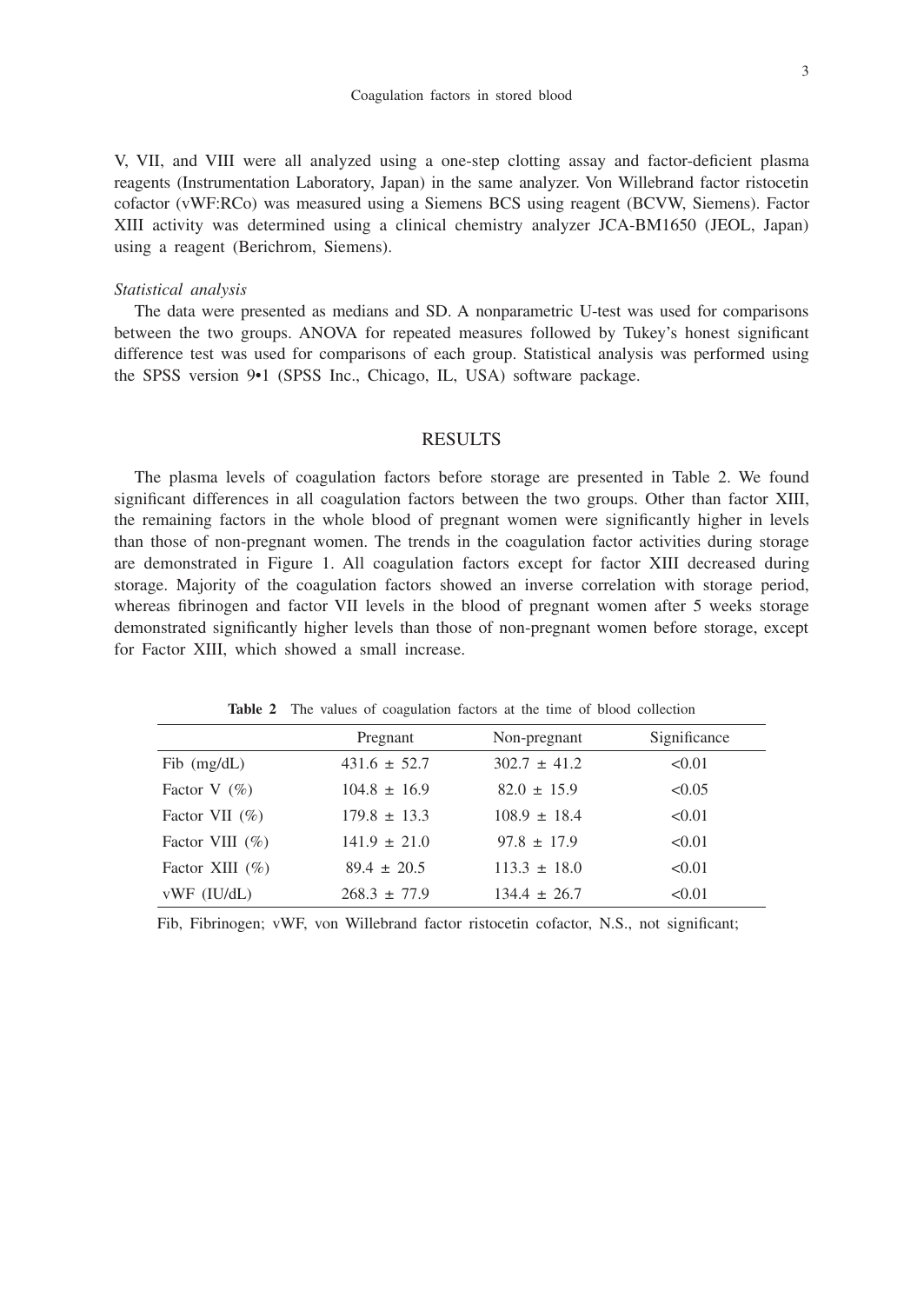V, VII, and VIII were all analyzed using a one-step clotting assay and factor-deficient plasma reagents (Instrumentation Laboratory, Japan) in the same analyzer. Von Willebrand factor ristocetin cofactor (vWF:RCo) was measured using a Siemens BCS using reagent (BCVW, Siemens). Factor XIII activity was determined using a clinical chemistry analyzer JCA-BM1650 (JEOL, Japan) using a reagent (Berichrom, Siemens).

*Statistical analysis*

The data were presented as medians and SD. A nonparametric U-test was used for comparisons between the two groups. ANOVA for repeated measures followed by Tukey's honest significant difference test was used for comparisons of each group. Statistical analysis was performed using the SPSS version 9•1 (SPSS Inc., Chicago, IL, USA) software package.

## RESULTS

The plasma levels of coagulation factors before storage are presented in Table 2. We found significant differences in all coagulation factors between the two groups. Other than factor XIII, the remaining factors in the whole blood of pregnant women were significantly higher in levels than those of non-pregnant women. The trends in the coagulation factor activities during storage are demonstrated in Figure 1. All coagulation factors except for factor XIII decreased during storage. Majority of the coagulation factors showed an inverse correlation with storage period, whereas fibrinogen and factor VII levels in the blood of pregnant women after 5 weeks storage demonstrated significantly higher levels than those of non-pregnant women before storage, except for Factor XIII, which showed a small increase.

**Table 2** The values of coagulation factors at the time of blood collection

| | Pregnant | Non-pregnant | Significance |
|---|---|---|---|
| Fib (mg/dL) | 431.6 ± 52.7 | 302.7 ± 41.2 | <0.01 |
| Factor V (%) | 104.8 ± 16.9 | 82.0 ± 15.9 | <0.05 |
| Factor VII (%) | 179.8 ± 13.3 | 108.9 ± 18.4 | <0.01 |
| Factor VIII (%) | 141.9 ± 21.0 | 97.8 ± 17.9 | <0.01 |
| Factor XIII (%) | 89.4 ± 20.5 | 113.3 ± 18.0 | <0.01 |
| vWF (IU/dL) | 268.3 ± 77.9 | 134.4 ± 26.7 | <0.01 |

Fib, Fibrinogen; vWF, von Willebrand factor ristocetin cofactor, N.S., not significant;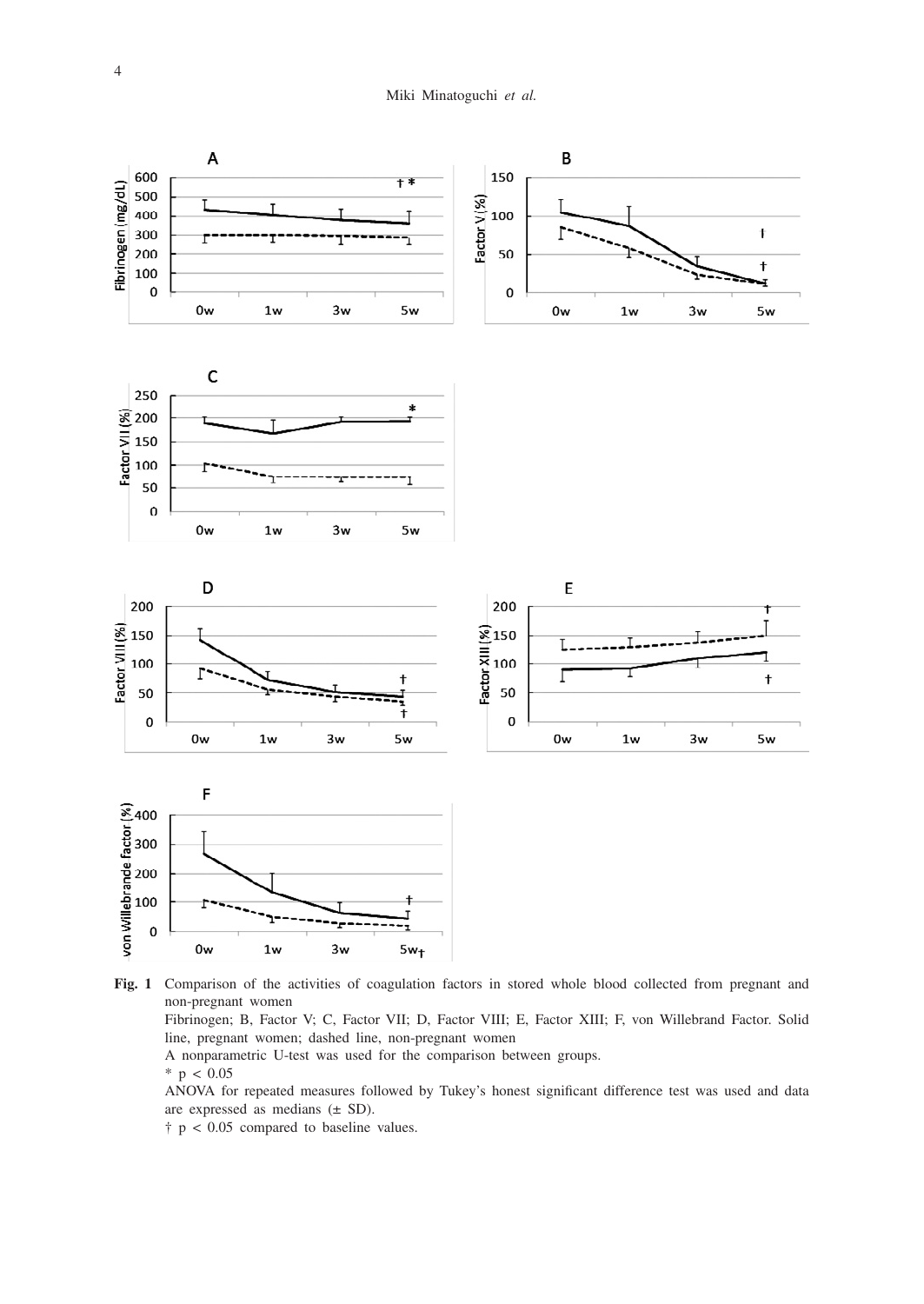**Fig. 1** Comparison of the activities of coagulation factors in stored whole blood collected from pregnant and non-pregnant women

Fibrinogen; B, Factor V; C, Factor VII; D, Factor VIII; E, Factor XIII; F, von Willebrand Factor. Solid line, pregnant women; dashed line, non-pregnant women

A nonparametric U-test was used for the comparison between groups.

* $p < 0.05$

ANOVA for repeated measures followed by Tukey's honest significant difference test was used and data are expressed as medians (± SD).

† $p < 0.05$ compared to baseline values.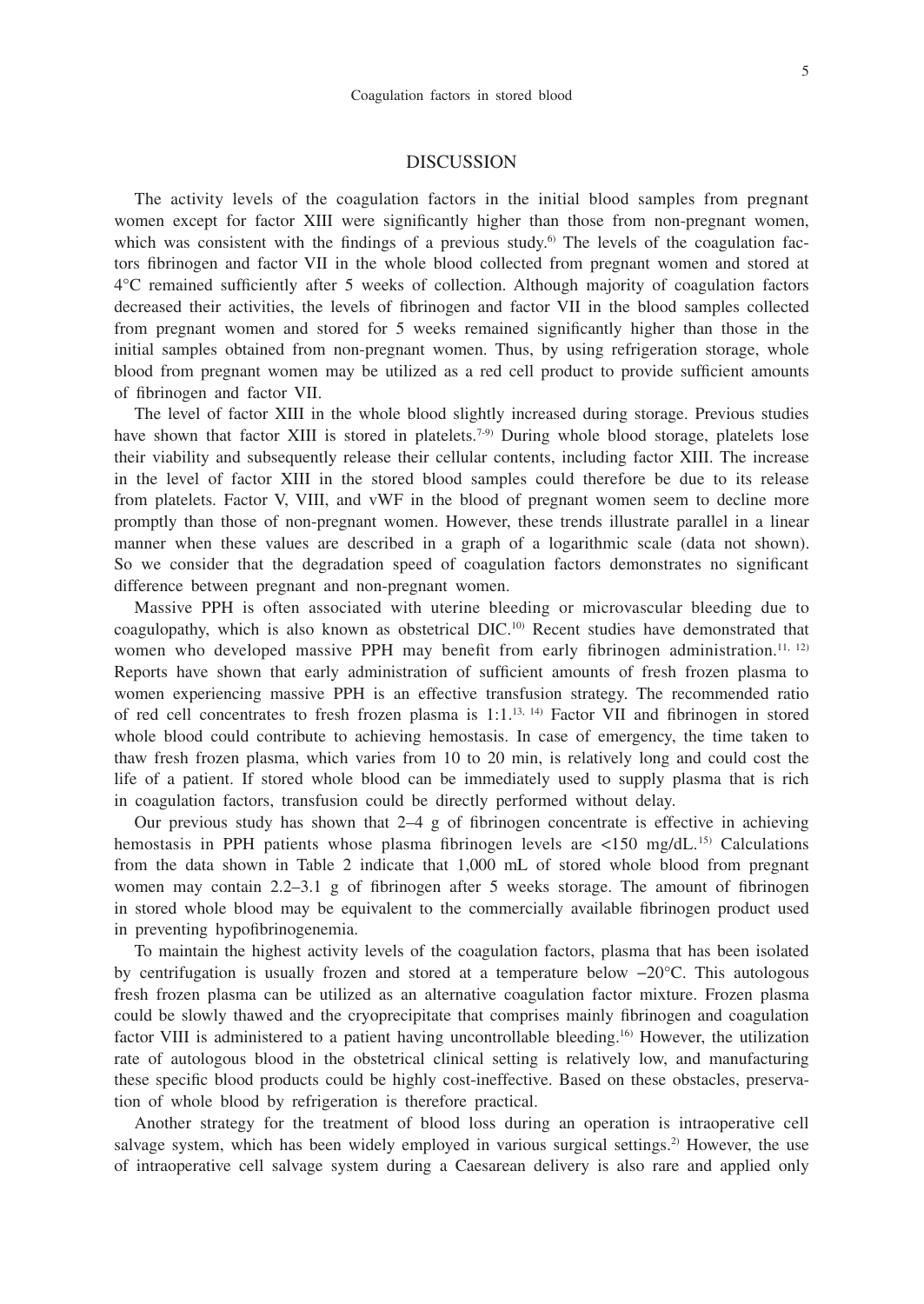## DISCUSSION

The activity levels of the coagulation factors in the initial blood samples from pregnant women except for factor XIII were significantly higher than those from non-pregnant women, which was consistent with the findings of a previous study.[6] The levels of the coagulation factors fibrinogen and factor VII in the whole blood collected from pregnant women and stored at 4°C remained sufficiently after 5 weeks of collection. Although majority of coagulation factors decreased their activities, the levels of fibrinogen and factor VII in the blood samples collected from pregnant women and stored for 5 weeks remained significantly higher than those in the initial samples obtained from non-pregnant women. Thus, by using refrigeration storage, whole blood from pregnant women may be utilized as a red cell product to provide sufficient amounts of fibrinogen and factor VII.

The level of factor XIII in the whole blood slightly increased during storage. Previous studies have shown that factor XIII is stored in platelets.[7-9] During whole blood storage, platelets lose their viability and subsequently release their cellular contents, including factor XIII. The increase in the level of factor XIII in the stored blood samples could therefore be due to its release from platelets. Factor V, VIII, and vWF in the blood of pregnant women seem to decline more promptly than those of non-pregnant women. However, these trends illustrate parallel in a linear manner when these values are described in a graph of a logarithmic scale (data not shown). So we consider that the degradation speed of coagulation factors demonstrates no significant difference between pregnant and non-pregnant women.

Massive PPH is often associated with uterine bleeding or microvascular bleeding due to coagulopathy, which is also known as obstetrical DIC.[10] Recent studies have demonstrated that women who developed massive PPH may benefit from early fibrinogen administration.[11, 12] Reports have shown that early administration of sufficient amounts of fresh frozen plasma to women experiencing massive PPH is an effective transfusion strategy. The recommended ratio of red cell concentrates to fresh frozen plasma is 1:1.[13, 14] Factor VII and fibrinogen in stored whole blood could contribute to achieving hemostasis. In case of emergency, the time taken to thaw fresh frozen plasma, which varies from 10 to 20 min, is relatively long and could cost the life of a patient. If stored whole blood can be immediately used to supply plasma that is rich in coagulation factors, transfusion could be directly performed without delay.

Our previous study has shown that 2–4 g of fibrinogen concentrate is effective in achieving hemostasis in PPH patients whose plasma fibrinogen levels are <150 mg/dL.[15] Calculations from the data shown in Table 2 indicate that 1,000 mL of stored whole blood from pregnant women may contain 2.2–3.1 g of fibrinogen after 5 weeks storage. The amount of fibrinogen in stored whole blood may be equivalent to the commercially available fibrinogen product used in preventing hypofibrinogenemia.

To maintain the highest activity levels of the coagulation factors, plasma that has been isolated by centrifugation is usually frozen and stored at a temperature below −20°C. This autologous fresh frozen plasma can be utilized as an alternative coagulation factor mixture. Frozen plasma could be slowly thawed and the cryoprecipitate that comprises mainly fibrinogen and coagulation factor VIII is administered to a patient having uncontrollable bleeding.[16] However, the utilization rate of autologous blood in the obstetrical clinical setting is relatively low, and manufacturing these specific blood products could be highly cost-ineffective. Based on these obstacles, preservation of whole blood by refrigeration is therefore practical.

Another strategy for the treatment of blood loss during an operation is intraoperative cell salvage system, which has been widely employed in various surgical settings.[2] However, the use of intraoperative cell salvage system during a Caesarean delivery is also rare and applied only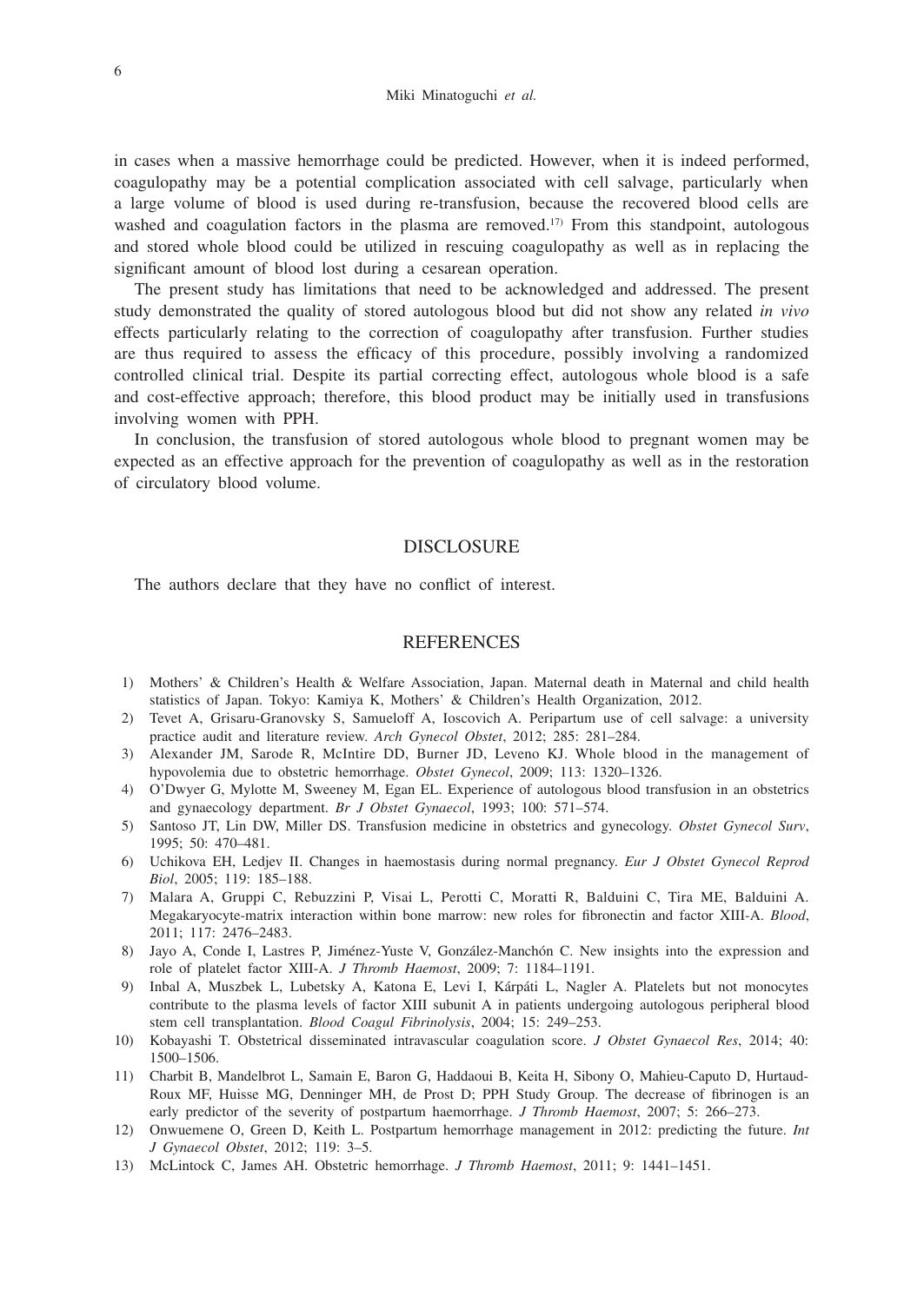in cases when a massive hemorrhage could be predicted. However, when it is indeed performed, coagulopathy may be a potential complication associated with cell salvage, particularly when a large volume of blood is used during re-transfusion, because the recovered blood cells are washed and coagulation factors in the plasma are removed.[17] From this standpoint, autologous and stored whole blood could be utilized in rescuing coagulopathy as well as in replacing the significant amount of blood lost during a cesarean operation.

The present study has limitations that need to be acknowledged and addressed. The present study demonstrated the quality of stored autologous blood but did not show any related *in vivo* effects particularly relating to the correction of coagulopathy after transfusion. Further studies are thus required to assess the efficacy of this procedure, possibly involving a randomized controlled clinical trial. Despite its partial correcting effect, autologous whole blood is a safe and cost-effective approach; therefore, this blood product may be initially used in transfusions involving women with PPH.

In conclusion, the transfusion of stored autologous whole blood to pregnant women may be expected as an effective approach for the prevention of coagulopathy as well as in the restoration of circulatory blood volume.

## DISCLOSURE

The authors declare that they have no conflict of interest.

## REFERENCES

1) Mothers' & Children's Health & Welfare Association, Japan. Maternal death in Maternal and child health statistics of Japan. Tokyo: Kamiya K, Mothers' & Children's Health Organization, 2012.
2) Tevet A, Grisaru-Granovsky S, Samueloff A, Ioscovich A. Peripartum use of cell salvage: a university practice audit and literature review. *Arch Gynecol Obstet*, 2012; 285: 281–284.
3) Alexander JM, Sarode R, McIntire DD, Burner JD, Leveno KJ. Whole blood in the management of hypovolemia due to obstetric hemorrhage. *Obstet Gynecol*, 2009; 113: 1320–1326.
4) O'Dwyer G, Mylotte M, Sweeney M, Egan EL. Experience of autologous blood transfusion in an obstetrics and gynaecology department. *Br J Obstet Gynaecol*, 1993; 100: 571–574.
5) Santoso JT, Lin DW, Miller DS. Transfusion medicine in obstetrics and gynecology. *Obstet Gynecol Surv*, 1995; 50: 470–481.
6) Uchikova EH, Ledjev II. Changes in haemostasis during normal pregnancy. *Eur J Obstet Gynecol Reprod Biol*, 2005; 119: 185–188.
7) Malara A, Gruppi C, Rebuzzini P, Visai L, Perotti C, Moratti R, Balduini C, Tira ME, Balduini A. Megakaryocyte-matrix interaction within bone marrow: new roles for fibronectin and factor XIII-A. *Blood*, 2011; 117: 2476–2483.
8) Jayo A, Conde I, Lastres P, Jiménez-Yuste V, González-Manchón C. New insights into the expression and role of platelet factor XIII-A. *J Thromb Haemost*, 2009; 7: 1184–1191.
9) Inbal A, Muszbek L, Lubetsky A, Katona E, Levi I, Kárpáti L, Nagler A. Platelets but not monocytes contribute to the plasma levels of factor XIII subunit A in patients undergoing autologous peripheral blood stem cell transplantation. *Blood Coagul Fibrinolysis*, 2004; 15: 249–253.
10) Kobayashi T. Obstetrical disseminated intravascular coagulation score. *J Obstet Gynaecol Res*, 2014; 40: 1500–1506.
11) Charbit B, Mandelbrot L, Samain E, Baron G, Haddaoui B, Keita H, Sibony O, Mahieu-Caputo D, Hurtaud-Roux MF, Huisse MG, Denninger MH, de Prost D; PPH Study Group. The decrease of fibrinogen is an early predictor of the severity of postpartum haemorrhage. *J Thromb Haemost*, 2007; 5: 266–273.
12) Onwuemene O, Green D, Keith L. Postpartum hemorrhage management in 2012: predicting the future. *Int J Gynaecol Obstet*, 2012; 119: 3–5.
13) McLintock C, James AH. Obstetric hemorrhage. *J Thromb Haemost*, 2011; 9: 1441–1451.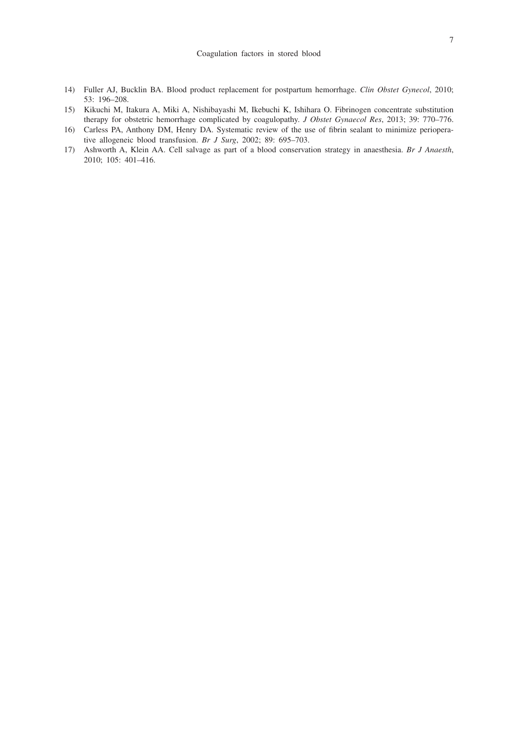14) Fuller AJ, Bucklin BA. Blood product replacement for postpartum hemorrhage. *Clin Obstet Gynecol*, 2010; 53: 196–208.
15) Kikuchi M, Itakura A, Miki A, Nishibayashi M, Ikebuchi K, Ishihara O. Fibrinogen concentrate substitution therapy for obstetric hemorrhage complicated by coagulopathy. *J Obstet Gynaecol Res*, 2013; 39: 770–776.
16) Carless PA, Anthony DM, Henry DA. Systematic review of the use of fibrin sealant to minimize perioperative allogeneic blood transfusion. *Br J Surg*, 2002; 89: 695–703.
17) Ashworth A, Klein AA. Cell salvage as part of a blood conservation strategy in anaesthesia. *Br J Anaesth*, 2010; 105: 401–416.